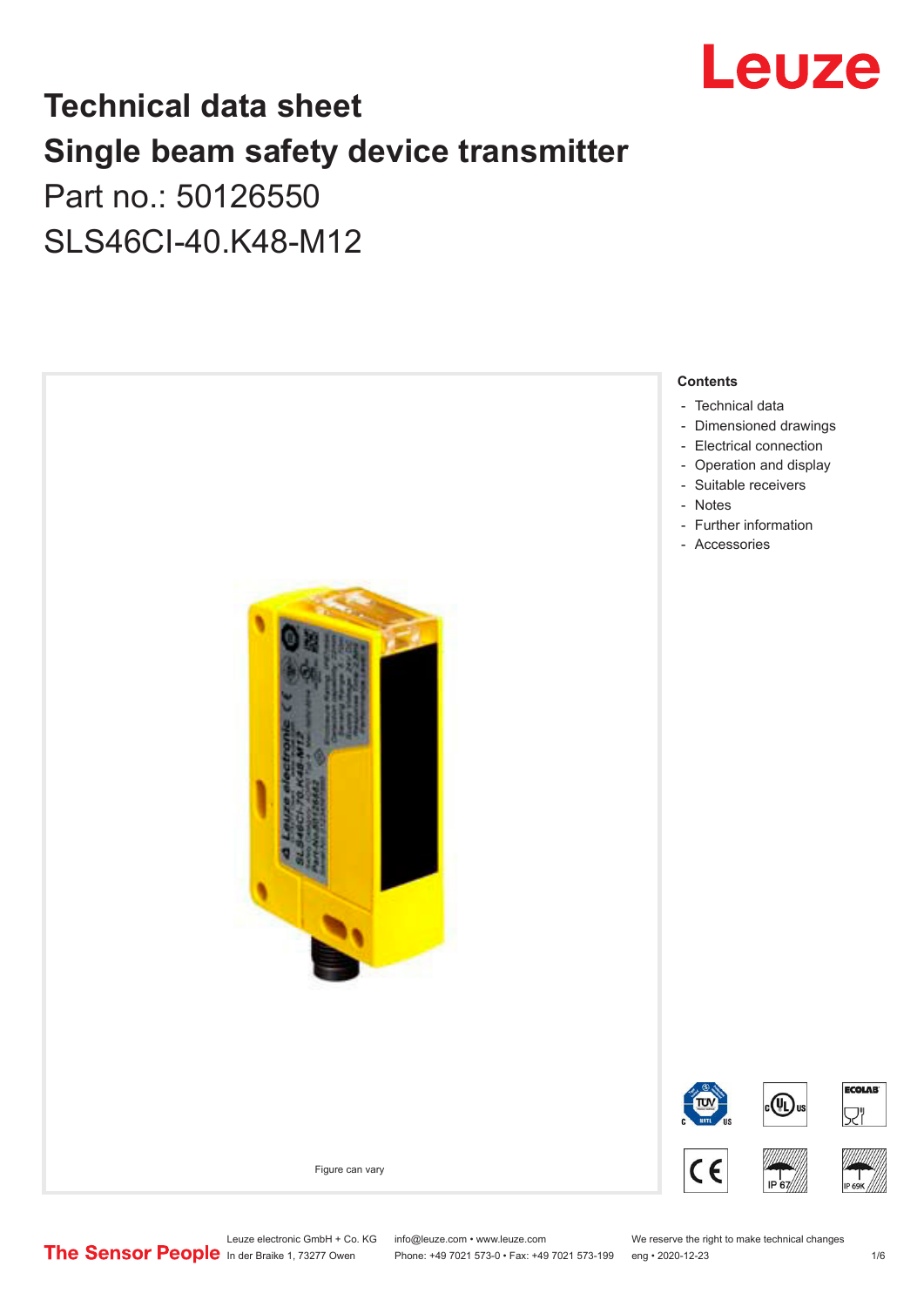# Technical data sheet

# Single beam safety device transmitter

Part no.: 50126550

SLS46CI-40.K48-M12

Figure can vary

**Contents**

- Technical data
- Dimensioned drawings
- Electrical connection
- Operation and display
- Suitable receivers
- Notes
- Further information
- Accessories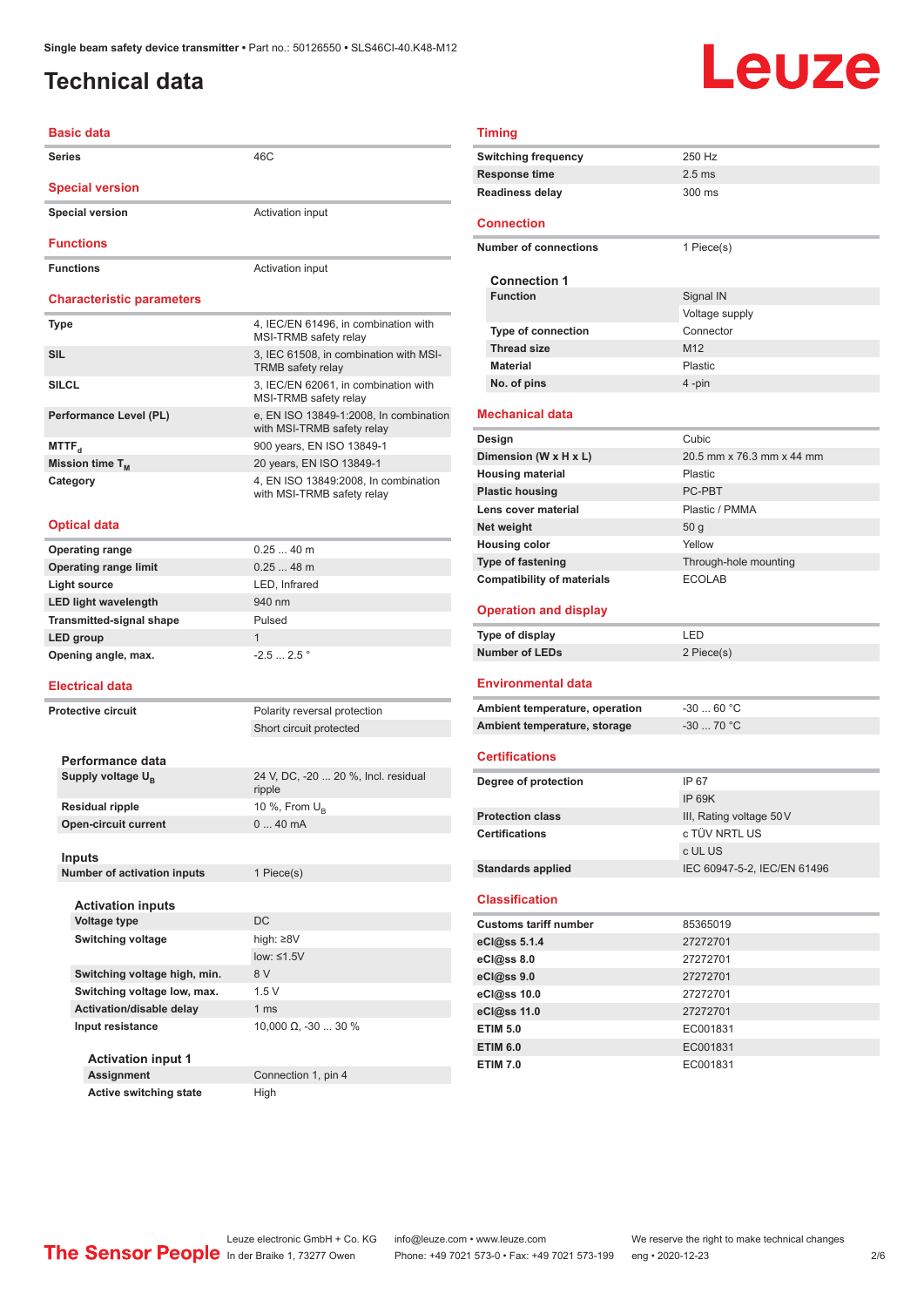# Technical data

## Basic data

| | |
|---|---|
| **Series** | 46C |

## Special version

| | |
|---|---|
| **Special version** | Activation input |

## Functions

| | |
|---|---|
| **Functions** | Activation input |

## Characteristic parameters

| | |
|---|---|
| **Type** | 4, IEC/EN 61496, in combination with MSI-TRMB safety relay |
| **SIL** | 3, IEC 61508, in combination with MSI-TRMB safety relay |
| **SILCL** | 3, IEC/EN 62061, in combination with MSI-TRMB safety relay |
| **Performance Level (PL)** | e, EN ISO 13849-1:2008, In combination with MSI-TRMB safety relay |
| **$MTTF_d$** | 900 years, EN ISO 13849-1 |
| **Mission time $T_M$** | 20 years, EN ISO 13849-1 |
| **Category** | 4, EN ISO 13849:2008, In combination with MSI-TRMB safety relay |

## Optical data

| | |
|---|---|
| **Operating range** | 0.25 ... 40 m |
| **Operating range limit** | 0.25 ... 48 m |
| **Light source** | LED, Infrared |
| **LED light wavelength** | 940 nm |
| **Transmitted-signal shape** | Pulsed |
| **LED group** | 1 |
| **Opening angle, max.** | -2.5 ... 2.5 ° |

## Electrical data

| | |
|---|---|
| **Protective circuit** | Polarity reversal protection |
| | Short circuit protected |

### Performance data

| | |
|---|---|
| **Supply voltage $U_B$** | 24 V, DC, -20 ... 20 %, Incl. residual ripple |
| **Residual ripple** | 10 %, From $U_B$ |
| **Open-circuit current** | 0 ... 40 mA |

### Inputs

| | |
|---|---|
| **Number of activation inputs** | 1 Piece(s) |

#### Activation inputs

| | |
|---|---|
| **Voltage type** | DC |
| **Switching voltage** | high: ≥8V |
| | low: ≤1.5V |
| **Switching voltage high, min.** | 8 V |
| **Switching voltage low, max.** | 1.5 V |
| **Activation/disable delay** | 1 ms |
| **Input resistance** | 10,000 Ω, -30 ... 30 % |

##### Activation input 1

| | |
|---|---|
| **Assignment** | Connection 1, pin 4 |
| **Active switching state** | High |

## Timing

| | |
|---|---|
| **Switching frequency** | 250 Hz |
| **Response time** | 2.5 ms |
| **Readiness delay** | 300 ms |

## Connection

| | |
|---|---|
| **Number of connections** | 1 Piece(s) |

### Connection 1

| | |
|---|---|
| **Function** | Signal IN |
| | Voltage supply |
| **Type of connection** | Connector |
| **Thread size** | M12 |
| **Material** | Plastic |
| **No. of pins** | 4 -pin |

## Mechanical data

| | |
|---|---|
| **Design** | Cubic |
| **Dimension (W x H x L)** | 20.5 mm x 76.3 mm x 44 mm |
| **Housing material** | Plastic |
| **Plastic housing** | PC-PBT |
| **Lens cover material** | Plastic / PMMA |
| **Net weight** | 50 g |
| **Housing color** | Yellow |
| **Type of fastening** | Through-hole mounting |
| **Compatibility of materials** | ECOLAB |

## Operation and display

| | |
|---|---|
| **Type of display** | LED |
| **Number of LEDs** | 2 Piece(s) |

## Environmental data

| | |
|---|---|
| **Ambient temperature, operation** | -30 ... 60 °C |
| **Ambient temperature, storage** | -30 ... 70 °C |

## Certifications

| | |
|---|---|
| **Degree of protection** | IP 67 |
| | IP 69K |
| **Protection class** | III, Rating voltage 50 V |
| **Certifications** | c TÜV NRTL US |
| | c UL US |
| **Standards applied** | IEC 60947-5-2, IEC/EN 61496 |

## Classification

| | |
|---|---|
| **Customs tariff number** | 85365019 |
| **eCl@ss 5.1.4** | 27272701 |
| **eCl@ss 8.0** | 27272701 |
| **eCl@ss 9.0** | 27272701 |
| **eCl@ss 10.0** | 27272701 |
| **eCl@ss 11.0** | 27272701 |
| **ETIM 5.0** | EC001831 |
| **ETIM 6.0** | EC001831 |
| **ETIM 7.0** | EC001831 |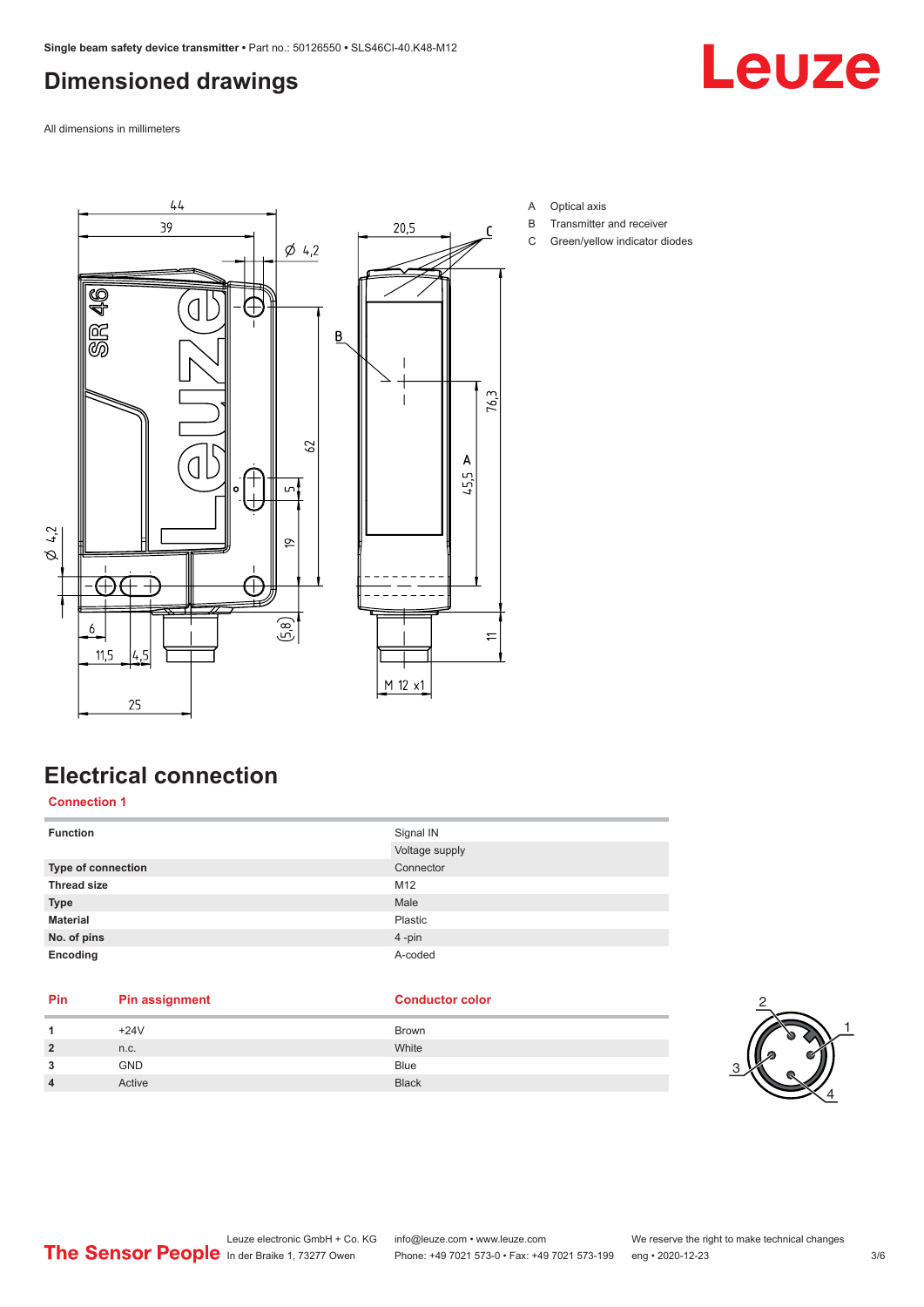## Dimensioned drawings

All dimensions in millimeters

A Optical axis
B Transmitter and receiver
C Green/yellow indicator diodes

## Electrical connection

### Connection 1

| | |
|---|---|
| **Function** | Signal IN |
| | Voltage supply |
| **Type of connection** | Connector |
| **Thread size** | M12 |
| **Type** | Male |
| **Material** | Plastic |
| **No. of pins** | 4 -pin |
| **Encoding** | A-coded |

| Pin | Pin assignment | Conductor color |
|---|---|---|
| **1** | +24V | Brown |
| **2** | n.c. | White |
| **3** | GND | Blue |
| **4** | Active | Black |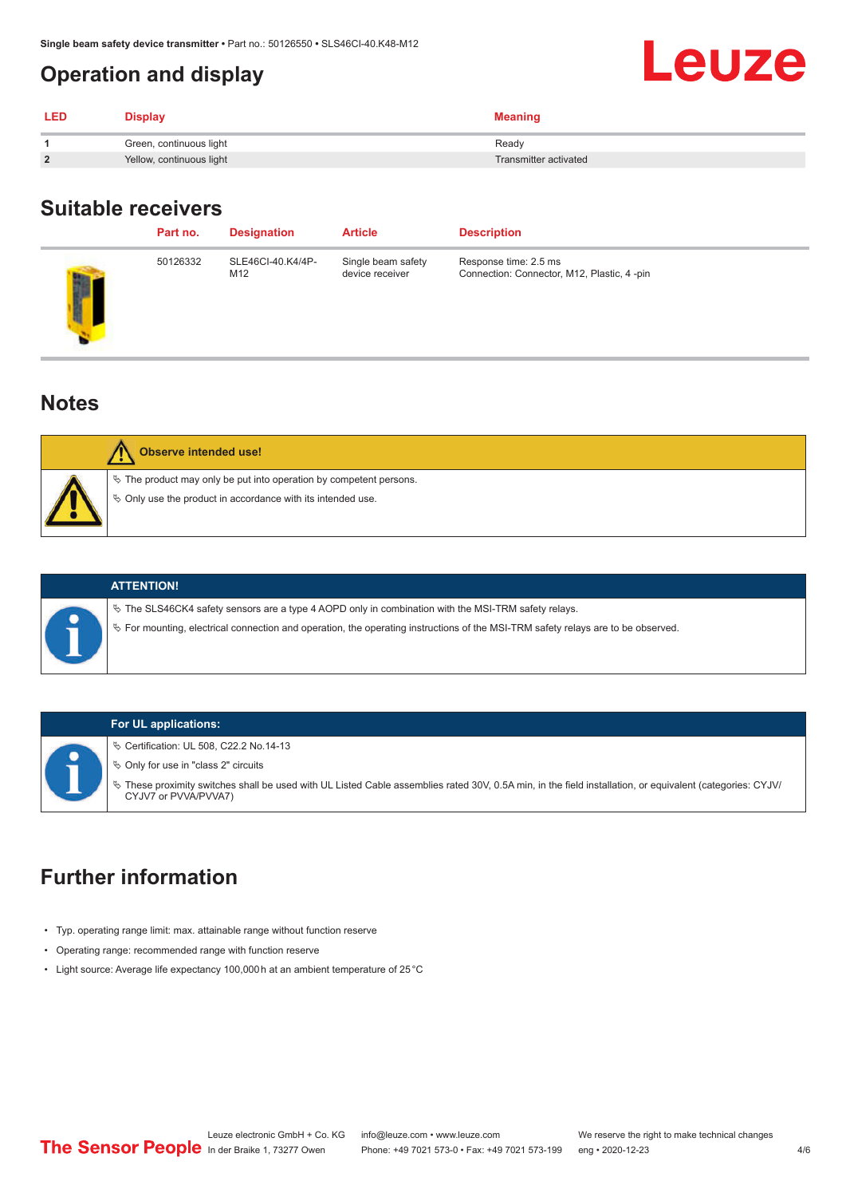## Operation and display

| LED | Display | Meaning |
|---|---|---|
| 1 | Green, continuous light | Ready |
| 2 | Yellow, continuous light | Transmitter activated |

## Suitable receivers

| Part no. | Designation | Article | Description |
|---|---|---|---|
| 50126332 | SLE46CI-40.K4/4P-M12 | Single beam safety device receiver | Response time: 2.5 ms<br>Connection: Connector, M12, Plastic, 4 -pin |

## Notes

**Observe intended use!**

- The product may only be put into operation by competent persons.
- Only use the product in accordance with its intended use.

**ATTENTION!**

- The SLS46CK4 safety sensors are a type 4 AOPD only in combination with the MSI-TRM safety relays.
- For mounting, electrical connection and operation, the operating instructions of the MSI-TRM safety relays are to be observed.

**For UL applications:**

- Certification: UL 508, C22.2 No.14-13
- Only for use in "class 2" circuits
- These proximity switches shall be used with UL Listed Cable assemblies rated 30V, 0.5A min, in the field installation, or equivalent (categories: CYJV/CYJV7 or PVVA/PVVA7)

## Further information

- Typ. operating range limit: max. attainable range without function reserve
- Operating range: recommended range with function reserve
- Light source: Average life expectancy 100,000 h at an ambient temperature of 25 °C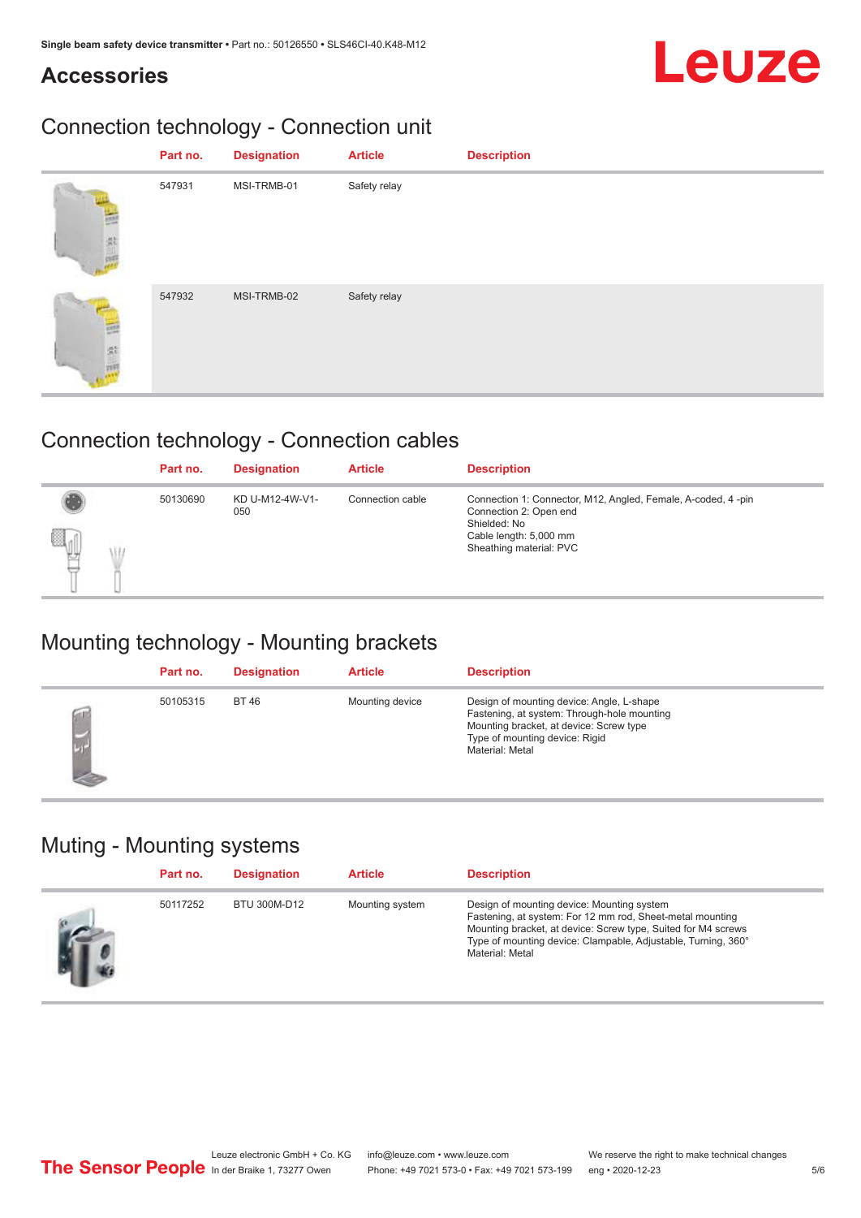# Accessories

## Connection technology - Connection unit

| Part no. | Designation | Article | Description |
|---|---|---|---|
| 547931 | MSI-TRMB-01 | Safety relay | |
| 547932 | MSI-TRMB-02 | Safety relay | |

## Connection technology - Connection cables

| Part no. | Designation | Article | Description |
|---|---|---|---|
| 50130690 | KD U-M12-4W-V1-050 | Connection cable | Connection 1: Connector, M12, Angled, Female, A-coded, 4 -pin<br>Connection 2: Open end<br>Shielded: No<br>Cable length: 5,000 mm<br>Sheathing material: PVC |

## Mounting technology - Mounting brackets

| Part no. | Designation | Article | Description |
|---|---|---|---|
| 50105315 | BT 46 | Mounting device | Design of mounting device: Angle, L-shape<br>Fastening, at system: Through-hole mounting<br>Mounting bracket, at device: Screw type<br>Type of mounting device: Rigid<br>Material: Metal |

## Muting - Mounting systems

| Part no. | Designation | Article | Description |
|---|---|---|---|
| 50117252 | BTU 300M-D12 | Mounting system | Design of mounting device: Mounting system<br>Fastening, at system: For 12 mm rod, Sheet-metal mounting<br>Mounting bracket, at device: Screw type, Suited for M4 screws<br>Type of mounting device: Clampable, Adjustable, Turning, 360°<br>Material: Metal |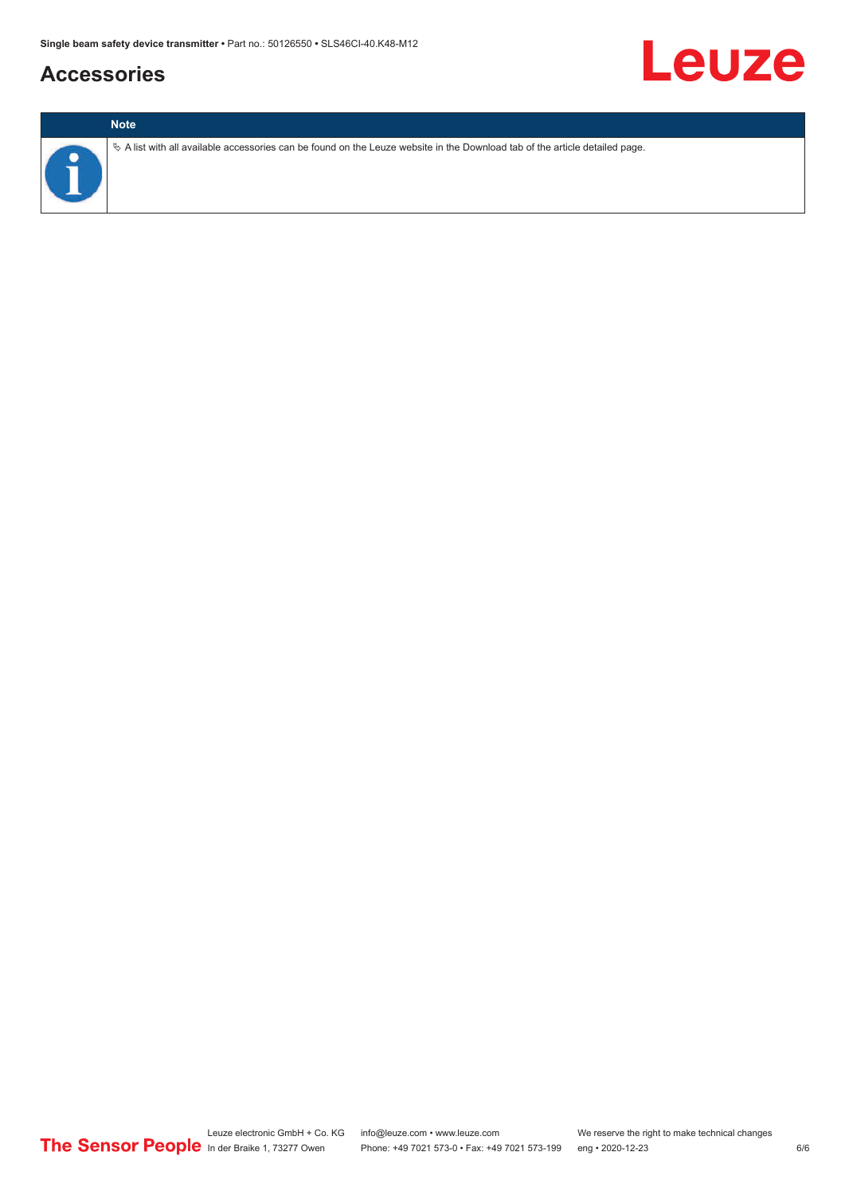## Accessories

| | Note |
|---|---|
| | ↳ A list with all available accessories can be found on the Leuze website in the Download tab of the article detailed page. |